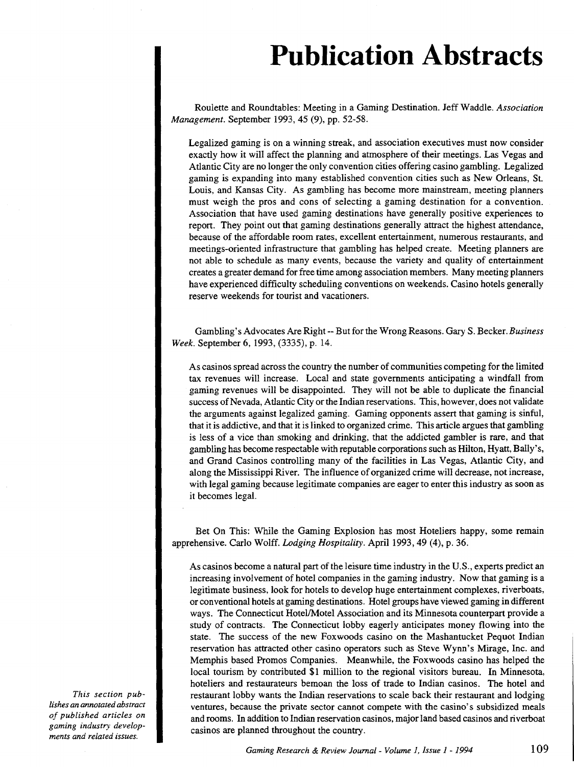# Publication Abstracts

*This section publishes an annotated abstract of published articles on gaming industry developments and related issues.*

Roulette and Roundtables: Meeting in a Gaming Destination. Jeff Waddle. *Association Management*. September 1993, 45 (9), pp. 52-58.

> Legalized gaming is on a winning streak, and association executives must now consider exactly how it will affect the planning and atmosphere of their meetings. Las Vegas and Atlantic City are no longer the only convention cities offering casino gambling. Legalized gaming is expanding into many established convention cities such as New Orleans, St. Louis, and Kansas City. As gambling has become more mainstream, meeting planners must weigh the pros and cons of selecting a gaming destination for a convention. Association that have used gaming destinations have generally positive experiences to report. They point out that gaming destinations generally attract the highest attendance, because of the affordable room rates, excellent entertainment, numerous restaurants, and meetings-oriented infrastructure that gambling has helped create. Meeting planners are not able to schedule as many events, because the variety and quality of entertainment creates a greater demand for free time among association members. Many meeting planners have experienced difficulty scheduling conventions on weekends. Casino hotels generally reserve weekends for tourist and vacationers.

Gambling's Advocates Are Right -- But for the Wrong Reasons. Gary S. Becker. *Business Week*. September 6, 1993, (3335), p. 14.

> As casinos spread across the country the number of communities competing for the limited tax revenues will increase. Local and state governments anticipating a windfall from gaming revenues will be disappointed. They will not be able to duplicate the financial success of Nevada, Atlantic City or the Indian reservations. This, however, does not validate the arguments against legalized gaming. Gaming opponents assert that gaming is sinful, that it is addictive, and that it is linked to organized crime. This article argues that gambling is less of a vice than smoking and drinking, that the addicted gambler is rare, and that gambling has become respectable with reputable corporations such as Hilton, Hyatt, Bally's, and Grand Casinos controlling many of the facilities in Las Vegas, Atlantic City, and along the Mississippi River. The influence of organized crime will decrease, not increase, with legal gaming because legitimate companies are eager to enter this industry as soon as it becomes legal.

Bet On This: While the Gaming Explosion has most Hoteliers happy, some remain apprehensive. Carlo Wolff. *Lodging Hospitality*. April 1993, 49 (4), p. 36.

> As casinos become a natural part of the leisure time industry in the U.S., experts predict an increasing involvement of hotel companies in the gaming industry. Now that gaming is a legitimate business, look for hotels to develop huge entertainment complexes, riverboats, or conventional hotels at gaming destinations. Hotel groups have viewed gaming in different ways. The Connecticut Hotel/Motel Association and its Minnesota counterpart provide a study of contracts. The Connecticut lobby eagerly anticipates money flowing into the state. The success of the new Foxwoods casino on the Mashantucket Pequot Indian reservation has attracted other casino operators such as Steve Wynn's Mirage, Inc. and Memphis based Promos Companies. Meanwhile, the Foxwoods casino has helped the local tourism by contributed $1 million to the regional visitors bureau. In Minnesota, hoteliers and restaurateurs bemoan the loss of trade to Indian casinos. The hotel and restaurant lobby wants the Indian reservations to scale back their restaurant and lodging ventures, because the private sector cannot compete with the casino's subsidized meals and rooms. In addition to Indian reservation casinos, major land based casinos and riverboat casinos are planned throughout the country.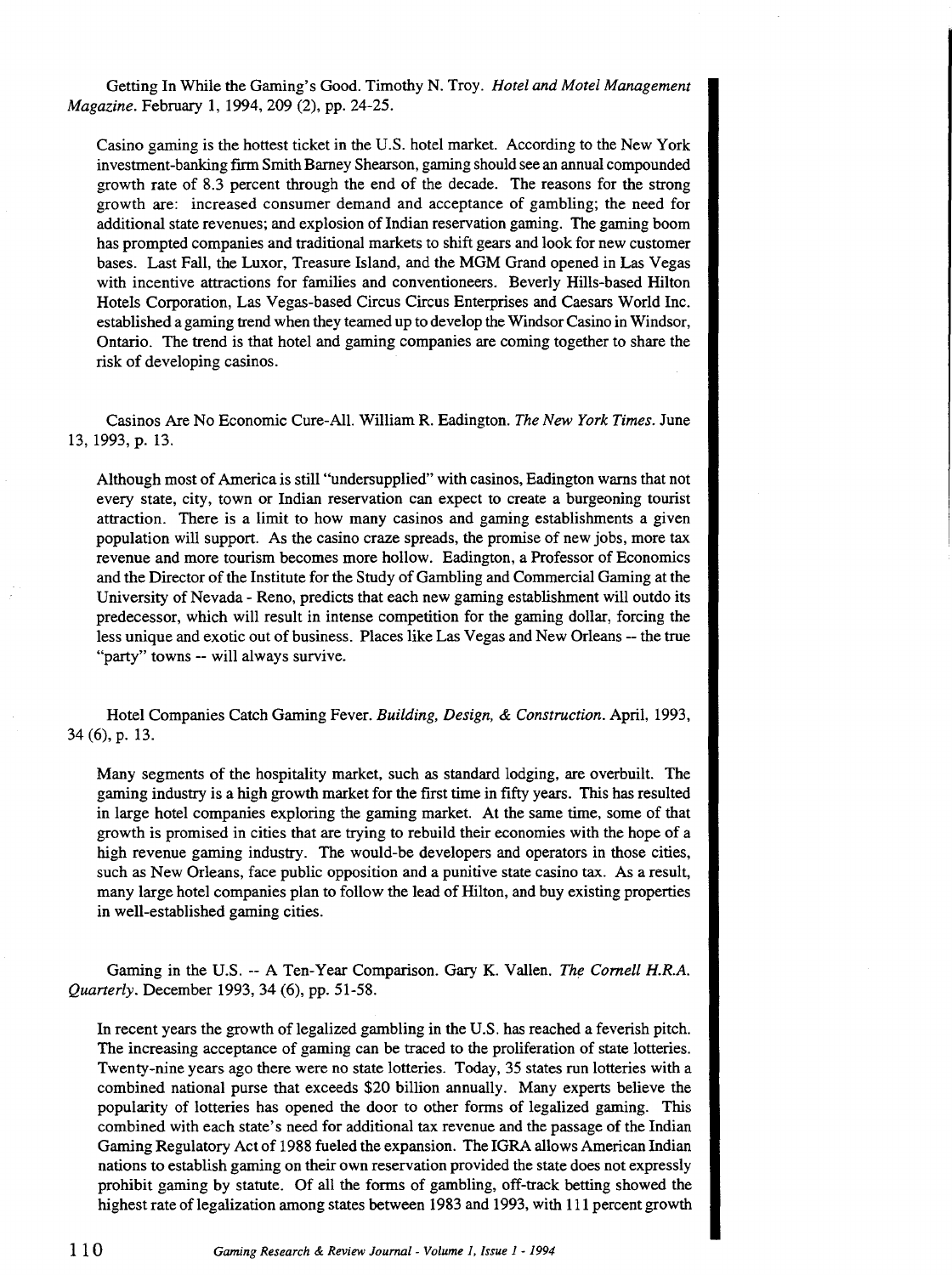Getting In While the Gaming's Good. Timothy N. Troy. *Hotel and Motel Management Magazine*. February 1, 1994, 209 (2), pp. 24-25.

Casino gaming is the hottest ticket in the U.S. hotel market. According to the New York investment-banking firm Smith Barney Shearson, gaming should see an annual compounded growth rate of 8.3 percent through the end of the decade. The reasons for the strong growth are: increased consumer demand and acceptance of gambling; the need for additional state revenues; and explosion of Indian reservation gaming. The gaming boom has prompted companies and traditional markets to shift gears and look for new customer bases. Last Fall, the Luxor, Treasure Island, and the MGM Grand opened in Las Vegas with incentive attractions for families and conventioneers. Beverly Hills-based Hilton Hotels Corporation, Las Vegas-based Circus Circus Enterprises and Caesars World Inc. established a gaming trend when they teamed up to develop the Windsor Casino in Windsor, Ontario. The trend is that hotel and gaming companies are coming together to share the risk of developing casinos.

Casinos Are No Economic Cure-All. William R. Eadington. *The New York Times*. June 13, 1993, p. 13.

Although most of America is still "undersupplied" with casinos, Eadington warns that not every state, city, town or Indian reservation can expect to create a burgeoning tourist attraction. There is a limit to how many casinos and gaming establishments a given population will support. As the casino craze spreads, the promise of new jobs, more tax revenue and more tourism becomes more hollow. Eadington, a Professor of Economics and the Director of the Institute for the Study of Gambling and Commercial Gaming at the University of Nevada - Reno, predicts that each new gaming establishment will outdo its predecessor, which will result in intense competition for the gaming dollar, forcing the less unique and exotic out of business. Places like Las Vegas and New Orleans -- the true "party" towns -- will always survive.

Hotel Companies Catch Gaming Fever. *Building, Design, & Construction*. April, 1993, 34 (6), p. 13.

Many segments of the hospitality market, such as standard lodging, are overbuilt. The gaming industry is a high growth market for the first time in fifty years. This has resulted in large hotel companies exploring the gaming market. At the same time, some of that growth is promised in cities that are trying to rebuild their economies with the hope of a high revenue gaming industry. The would-be developers and operators in those cities, such as New Orleans, face public opposition and a punitive state casino tax. As a result, many large hotel companies plan to follow the lead of Hilton, and buy existing properties in well-established gaming cities.

Gaming in the U.S. -- A Ten-Year Comparison. Gary K. Vallen. *The Cornell H.R.A. Quarterly*. December 1993, 34 (6), pp. 51-58.

In recent years the growth of legalized gambling in the U.S. has reached a feverish pitch. The increasing acceptance of gaming can be traced to the proliferation of state lotteries. Twenty-nine years ago there were no state lotteries. Today, 35 states run lotteries with a combined national purse that exceeds $20 billion annually. Many experts believe the popularity of lotteries has opened the door to other forms of legalized gaming. This combined with each state's need for additional tax revenue and the passage of the Indian Gaming Regulatory Act of 1988 fueled the expansion. The IGRA allows American Indian nations to establish gaming on their own reservation provided the state does not expressly prohibit gaming by statute. Of all the forms of gambling, off-track betting showed the highest rate of legalization among states between 1983 and 1993, with 111 percent growth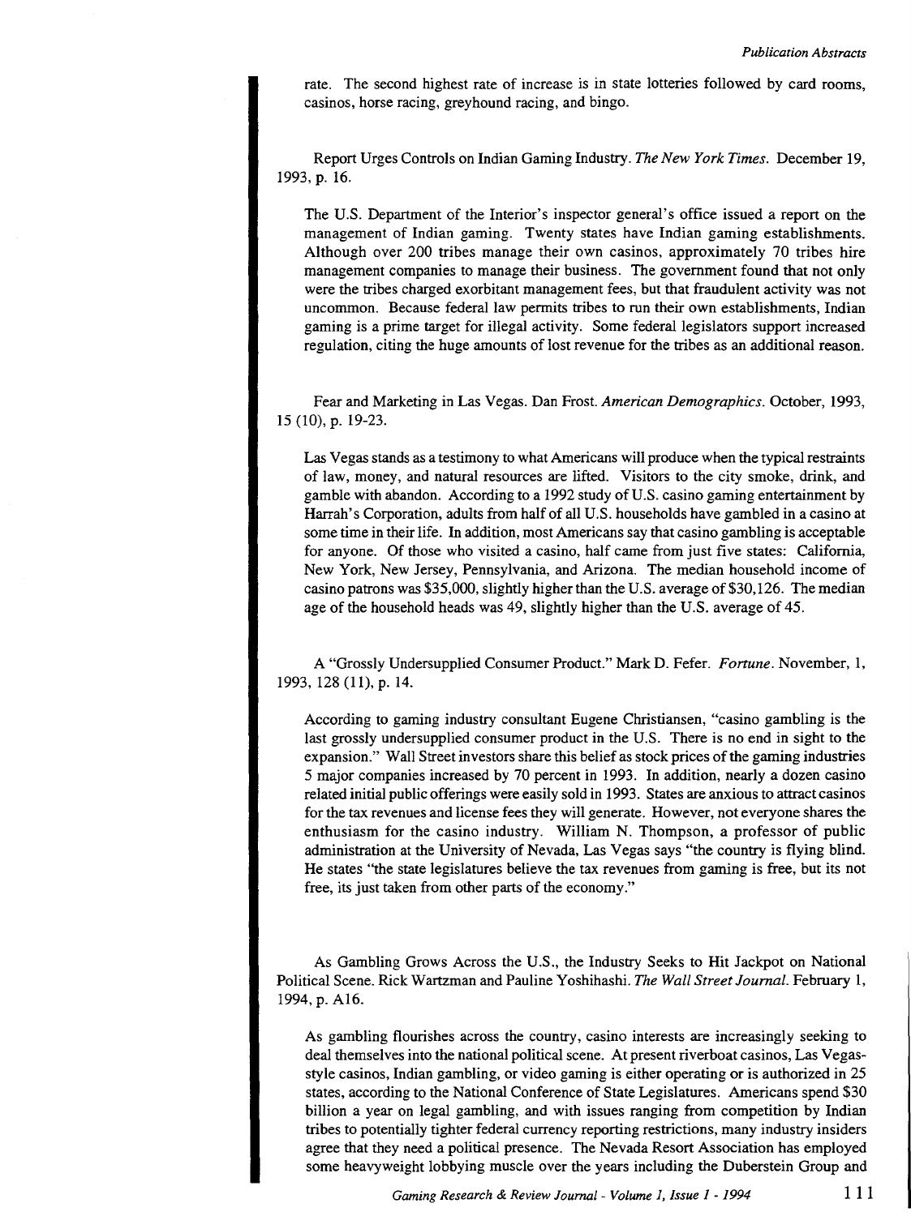rate. The second highest rate of increase is in state lotteries followed by card rooms, casinos, horse racing, greyhound racing, and bingo.

Report Urges Controls on Indian Gaming Industry. *The New York Times*. December 19, 1993, p. 16.

The U.S. Department of the Interior's inspector general's office issued a report on the management of Indian gaming. Twenty states have Indian gaming establishments. Although over 200 tribes manage their own casinos, approximately 70 tribes hire management companies to manage their business. The government found that not only were the tribes charged exorbitant management fees, but that fraudulent activity was not uncommon. Because federal law permits tribes to run their own establishments, Indian gaming is a prime target for illegal activity. Some federal legislators support increased regulation, citing the huge amounts of lost revenue for the tribes as an additional reason.

Fear and Marketing in Las Vegas. Dan Frost. *American Demographics*. October, 1993, 15 (10), p. 19-23.

Las Vegas stands as a testimony to what Americans will produce when the typical restraints of law, money, and natural resources are lifted. Visitors to the city smoke, drink, and gamble with abandon. According to a 1992 study of U.S. casino gaming entertainment by Harrah's Corporation, adults from half of all U.S. households have gambled in a casino at some time in their life. In addition, most Americans say that casino gambling is acceptable for anyone. Of those who visited a casino, half came from just five states: California, New York, New Jersey, Pennsylvania, and Arizona. The median household income of casino patrons was $35,000, slightly higher than the U.S. average of $30,126. The median age of the household heads was 49, slightly higher than the U.S. average of 45.

A "Grossly Undersupplied Consumer Product." Mark D. Fefer. *Fortune*. November, 1, 1993, 128 (11), p. 14.

According to gaming industry consultant Eugene Christiansen, "casino gambling is the last grossly undersupplied consumer product in the U.S. There is no end in sight to the expansion." Wall Street investors share this belief as stock prices of the gaming industries 5 major companies increased by 70 percent in 1993. In addition, nearly a dozen casino related initial public offerings were easily sold in 1993. States are anxious to attract casinos for the tax revenues and license fees they will generate. However, not everyone shares the enthusiasm for the casino industry. William N. Thompson, a professor of public administration at the University of Nevada, Las Vegas says "the country is flying blind. He states "the state legislatures believe the tax revenues from gaming is free, but its not free, its just taken from other parts of the economy."

As Gambling Grows Across the U.S., the Industry Seeks to Hit Jackpot on National Political Scene. Rick Wartzman and Pauline Yoshihashi. *The Wall Street Journal*. February 1, 1994, p. A16.

As gambling flourishes across the country, casino interests are increasingly seeking to deal themselves into the national political scene. At present riverboat casinos, Las Vegas-style casinos, Indian gambling, or video gaming is either operating or is authorized in 25 states, according to the National Conference of State Legislatures. Americans spend $30 billion a year on legal gambling, and with issues ranging from competition by Indian tribes to potentially tighter federal currency reporting restrictions, many industry insiders agree that they need a political presence. The Nevada Resort Association has employed some heavyweight lobbying muscle over the years including the Duberstein Group and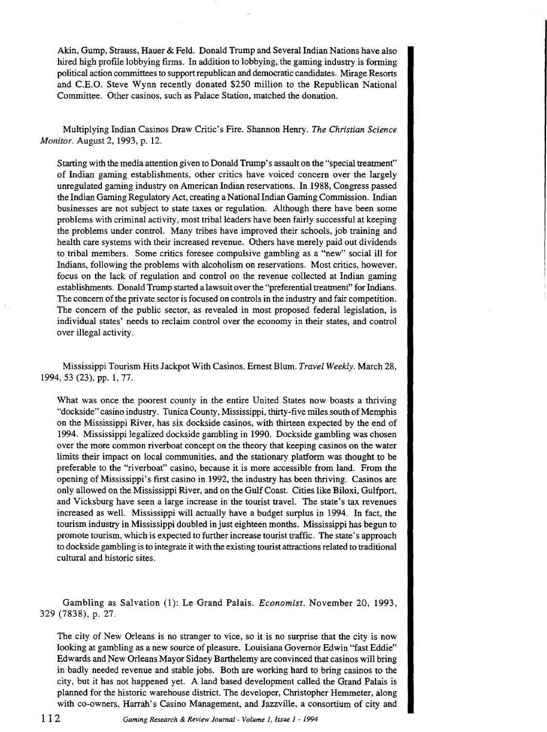Akin, Gump, Strauss, Hauer & Feld. Donald Trump and Several Indian Nations have also hired high profile lobbying firms. In addition to lobbying, the gaming industry is forming political action committees to support republican and democratic candidates. Mirage Resorts and C.E.O. Steve Wynn recently donated $250 million to the Republican National Committee. Other casinos, such as Palace Station, matched the donation.

Multiplying Indian Casinos Draw Critic's Fire. Shannon Henry. *The Christian Science Monitor*. August 2, 1993, p. 12.

Starting with the media attention given to Donald Trump's assault on the "special treatment" of Indian gaming establishments, other critics have voiced concern over the largely unregulated gaming industry on American Indian reservations. In 1988, Congress passed the Indian Gaming Regulatory Act, creating a National Indian Gaming Commission. Indian businesses are not subject to state taxes or regulation. Although there have been some problems with criminal activity, most tribal leaders have been fairly successful at keeping the problems under control. Many tribes have improved their schools, job training and health care systems with their increased revenue. Others have merely paid out dividends to tribal members. Some critics foresee compulsive gambling as a "new" social ill for Indians, following the problems with alcoholism on reservations. Most critics, however, focus on the lack of regulation and control on the revenue collected at Indian gaming establishments. Donald Trump started a lawsuit over the "preferential treatment" for Indians. The concern of the private sector is focused on controls in the industry and fair competition. The concern of the public sector, as revealed in most proposed federal legislation, is individual states' needs to reclaim control over the economy in their states, and control over illegal activity.

Mississippi Tourism Hits Jackpot With Casinos. Ernest Blum. *Travel Weekly*. March 28, 1994, 53 (23), pp. 1, 77.

What was once the poorest county in the entire United States now boasts a thriving "dockside" casino industry. Tunica County, Mississippi, thirty-five miles south of Memphis on the Mississippi River, has six dockside casinos, with thirteen expected by the end of 1994. Mississippi legalized dockside gambling in 1990. Dockside gambling was chosen over the more common riverboat concept on the theory that keeping casinos on the water limits their impact on local communities, and the stationary platform was thought to be preferable to the "riverboat" casino, because it is more accessible from land. From the opening of Mississippi's first casino in 1992, the industry has been thriving. Casinos are only allowed on the Mississippi River, and on the Gulf Coast. Cities like Biloxi, Gulfport, and Vicksburg have seen a large increase in the tourist travel. The state's tax revenues increased as well. Mississippi will actually have a budget surplus in 1994. In fact, the tourism industry in Mississippi doubled in just eighteen months. Mississippi has begun to promote tourism, which is expected to further increase tourist traffic. The state's approach to dockside gambling is to integrate it with the existing tourist attractions related to traditional cultural and historic sites.

Gambling as Salvation (1): Le Grand Palais. *Economist*. November 20, 1993, 329 (7838), p. 27.

The city of New Orleans is no stranger to vice, so it is no surprise that the city is now looking at gambling as a new source of pleasure. Louisiana Governor Edwin "fast Eddie" Edwards and New Orleans Mayor Sidney Barthelemy are convinced that casinos will bring in badly needed revenue and stable jobs. Both are working hard to bring casinos to the city, but it has not happened yet. A land based development called the Grand Palais is planned for the historic warehouse district. The developer, Christopher Hemmeter, along with co-owners, Harrah's Casino Management, and Jazzville, a consortium of city and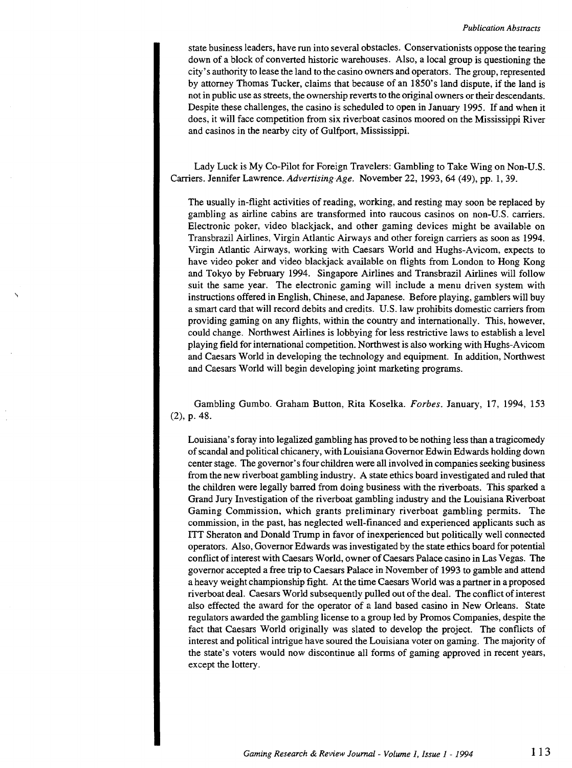state business leaders, have run into several obstacles. Conservationists oppose the tearing down of a block of converted historic warehouses. Also, a local group is questioning the city's authority to lease the land to the casino owners and operators. The group, represented by attorney Thomas Tucker, claims that because of an 1850's land dispute, if the land is not in public use as streets, the ownership reverts to the original owners or their descendants. Despite these challenges, the casino is scheduled to open in January 1995. If and when it does, it will face competition from six riverboat casinos moored on the Mississippi River and casinos in the nearby city of Gulfport, Mississippi.

Lady Luck is My Co-Pilot for Foreign Travelers: Gambling to Take Wing on Non-U.S. Carriers. Jennifer Lawrence. *Advertising Age.* November 22, 1993, 64 (49), pp. 1, 39.

The usually in-flight activities of reading, working, and resting may soon be replaced by gambling as airline cabins are transformed into raucous casinos on non-U.S. carriers. Electronic poker, video blackjack, and other gaming devices might be available on Transbrazil Airlines, Virgin Atlantic Airways and other foreign carriers as soon as 1994. Virgin Atlantic Airways, working with Caesars World and Hughs-Avicom, expects to have video poker and video blackjack available on flights from London to Hong Kong and Tokyo by February 1994. Singapore Airlines and Transbrazil Airlines will follow suit the same year. The electronic gaming will include a menu driven system with instructions offered in English, Chinese, and Japanese. Before playing, gamblers will buy a smart card that will record debits and credits. U.S. law prohibits domestic carriers from providing gaming on any flights, within the country and internationally. This, however, could change. Northwest Airlines is lobbying for less restrictive laws to establish a level playing field for international competition. Northwest is also working with Hughs-Avicom and Caesars World in developing the technology and equipment. In addition, Northwest and Caesars World will begin developing joint marketing programs.

Gambling Gumbo. Graham Button, Rita Koselka. *Forbes.* January, 17, 1994, 153 (2), p. 48.

Louisiana's foray into legalized gambling has proved to be nothing less than a tragicomedy of scandal and political chicanery, with Louisiana Governor Edwin Edwards holding down center stage. The governor's four children were all involved in companies seeking business from the new riverboat gambling industry. A state ethics board investigated and ruled that the children were legally barred from doing business with the riverboats. This sparked a Grand Jury Investigation of the riverboat gambling industry and the Louisiana Riverboat Gaming Commission, which grants preliminary riverboat gambling permits. The commission, in the past, has neglected well-financed and experienced applicants such as ITT Sheraton and Donald Trump in favor of inexperienced but politically well connected operators. Also, Governor Edwards was investigated by the state ethics board for potential conflict of interest with Caesars World, owner of Caesars Palace casino in Las Vegas. The governor accepted a free trip to Caesars Palace in November of 1993 to gamble and attend a heavy weight championship fight. At the time Caesars World was a partner in a proposed riverboat deal. Caesars World subsequently pulled out of the deal. The conflict of interest also effected the award for the operator of a land based casino in New Orleans. State regulators awarded the gambling license to a group led by Promos Companies, despite the fact that Caesars World originally was slated to develop the project. The conflicts of interest and political intrigue have soured the Louisiana voter on gaming. The majority of the state's voters would now discontinue all forms of gaming approved in recent years, except the lottery.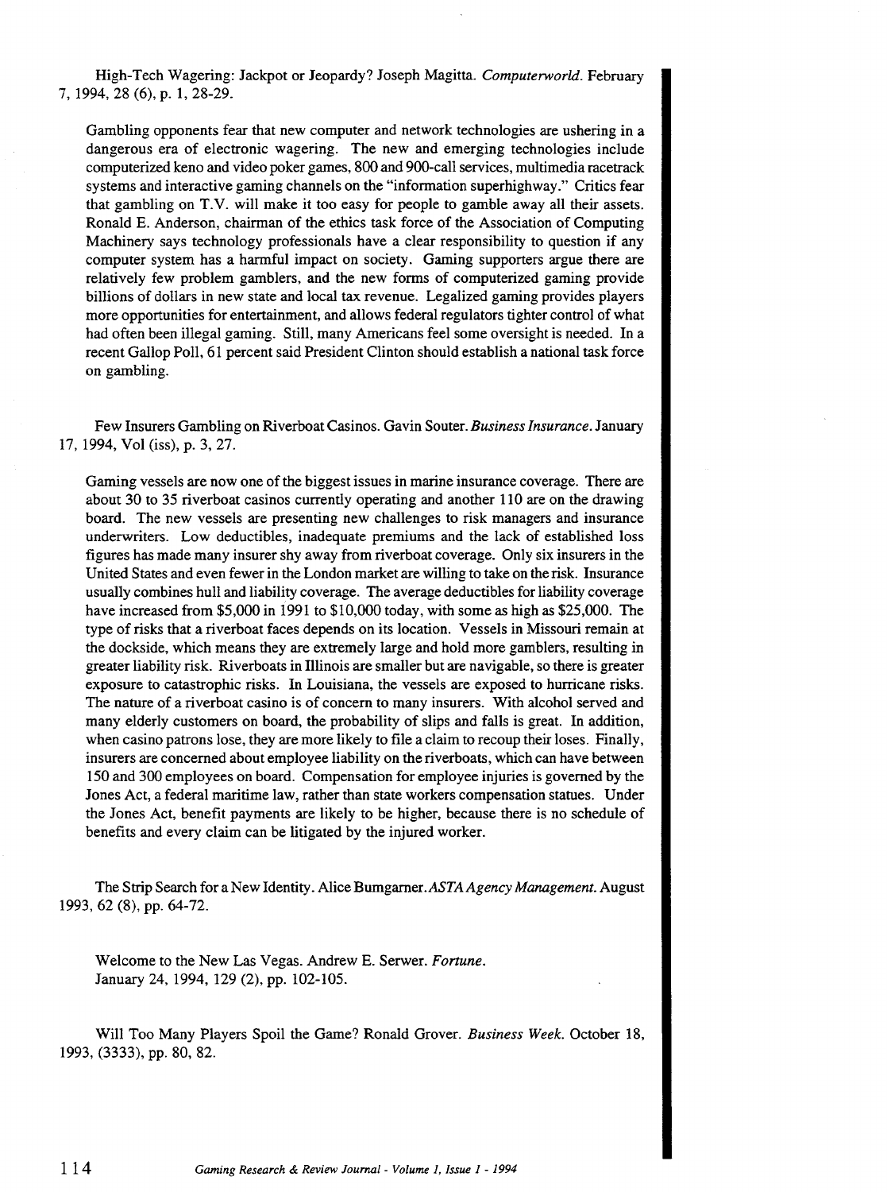High-Tech Wagering: Jackpot or Jeopardy? Joseph Magitta. *Computerworld.* February 7, 1994, 28 (6), p. 1, 28-29.

Gambling opponents fear that new computer and network technologies are ushering in a dangerous era of electronic wagering. The new and emerging technologies include computerized keno and video poker games, 800 and 900-call services, multimedia racetrack systems and interactive gaming channels on the "information superhighway." Critics fear that gambling on T.V. will make it too easy for people to gamble away all their assets. Ronald E. Anderson, chairman of the ethics task force of the Association of Computing Machinery says technology professionals have a clear responsibility to question if any computer system has a harmful impact on society. Gaming supporters argue there are relatively few problem gamblers, and the new forms of computerized gaming provide billions of dollars in new state and local tax revenue. Legalized gaming provides players more opportunities for entertainment, and allows federal regulators tighter control of what had often been illegal gaming. Still, many Americans feel some oversight is needed. In a recent Gallop Poll, 61 percent said President Clinton should establish a national task force on gambling.

Few Insurers Gambling on Riverboat Casinos. Gavin Souter. *Business Insurance.* January 17, 1994, Vol (iss), p. 3, 27.

Gaming vessels are now one of the biggest issues in marine insurance coverage. There are about 30 to 35 riverboat casinos currently operating and another 110 are on the drawing board. The new vessels are presenting new challenges to risk managers and insurance underwriters. Low deductibles, inadequate premiums and the lack of established loss figures has made many insurer shy away from riverboat coverage. Only six insurers in the United States and even fewer in the London market are willing to take on the risk. Insurance usually combines hull and liability coverage. The average deductibles for liability coverage have increased from $5,000 in 1991 to $10,000 today, with some as high as $25,000. The type of risks that a riverboat faces depends on its location. Vessels in Missouri remain at the dockside, which means they are extremely large and hold more gamblers, resulting in greater liability risk. Riverboats in Illinois are smaller but are navigable, so there is greater exposure to catastrophic risks. In Louisiana, the vessels are exposed to hurricane risks. The nature of a riverboat casino is of concern to many insurers. With alcohol served and many elderly customers on board, the probability of slips and falls is great. In addition, when casino patrons lose, they are more likely to file a claim to recoup their loses. Finally, insurers are concerned about employee liability on the riverboats, which can have between 150 and 300 employees on board. Compensation for employee injuries is governed by the Jones Act, a federal maritime law, rather than state workers compensation statues. Under the Jones Act, benefit payments are likely to be higher, because there is no schedule of benefits and every claim can be litigated by the injured worker.

The Strip Search for a New Identity. Alice Bumgarner. *ASTA Agency Management.* August 1993, 62 (8), pp. 64-72.

Welcome to the New Las Vegas. Andrew E. Serwer. *Fortune.* January 24, 1994, 129 (2), pp. 102-105.

Will Too Many Players Spoil the Game? Ronald Grover. *Business Week.* October 18, 1993, (3333), pp. 80, 82.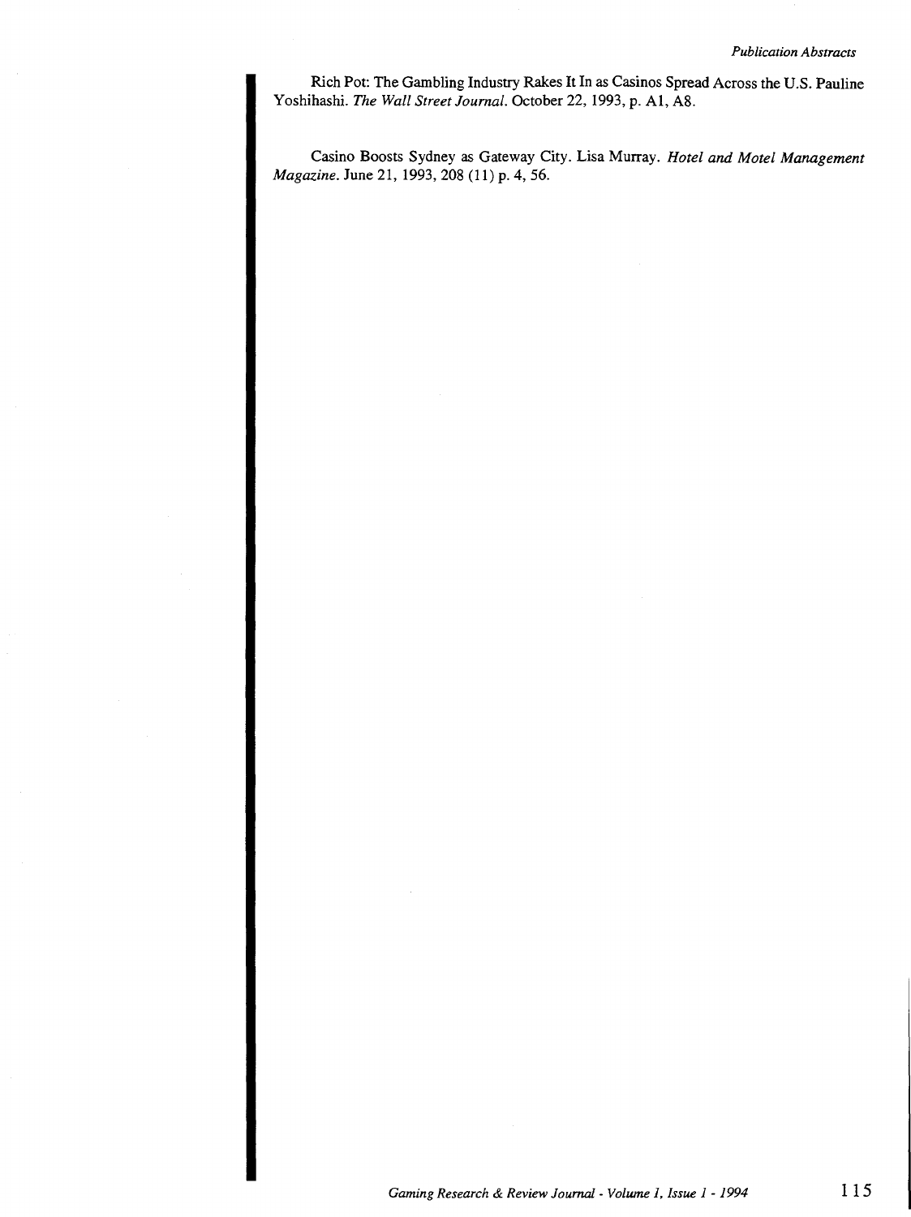Rich Pot: The Gambling Industry Rakes It In as Casinos Spread Across the U.S. Pauline Yoshihashi. *The Wall Street Journal.* October 22, 1993, p. A1, A8.

Casino Boosts Sydney as Gateway City. Lisa Murray. *Hotel and Motel Management Magazine.* June 21, 1993, 208 (11) p. 4, 56.